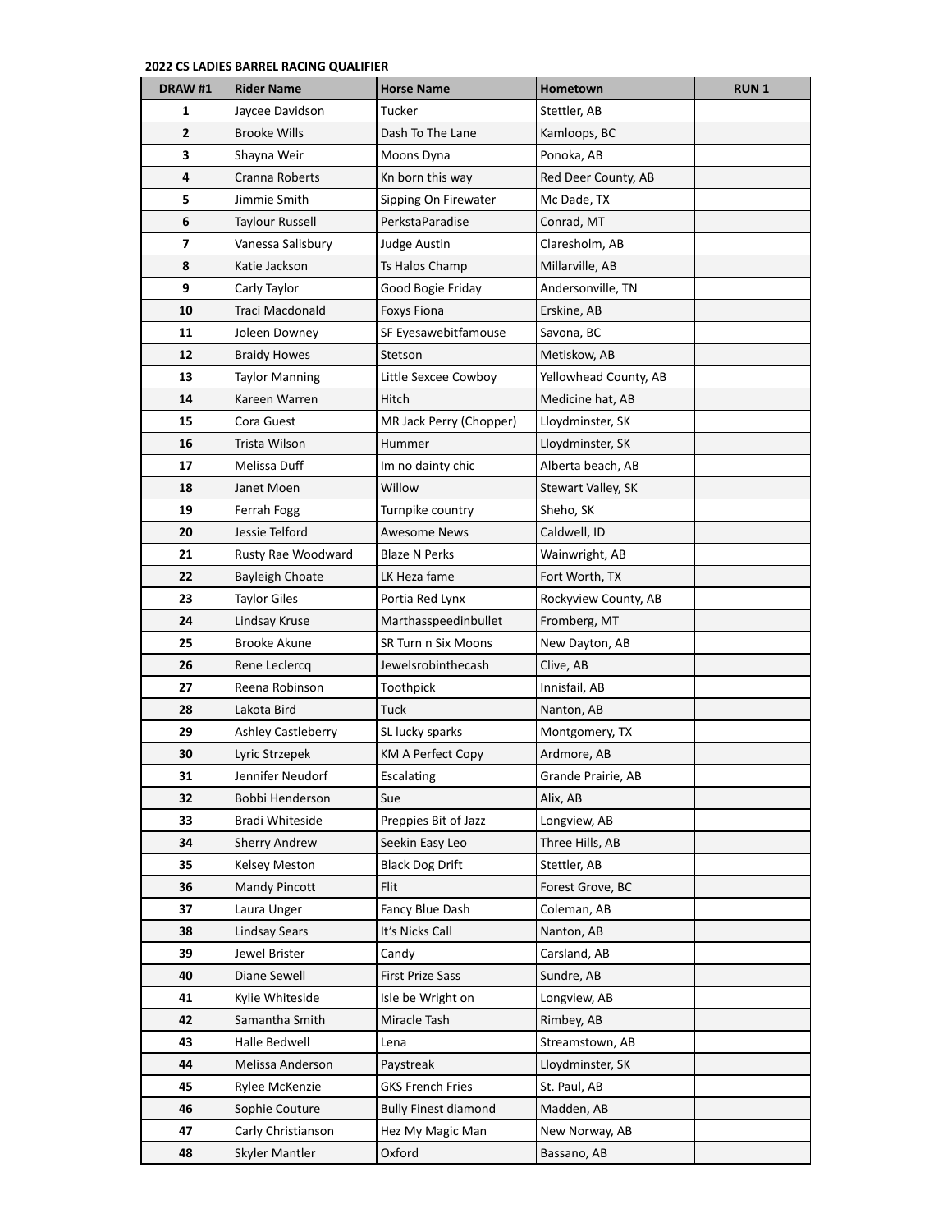**2022 CS LADIES BARREL RACING QUALIFIER**

| DRAW #1 | Rider Name | Horse Name | Hometown | RUN 1 |
|---|---|---|---|---|
| 1 | Jaycee Davidson | Tucker | Stettler, AB | |
| 2 | Brooke Wills | Dash To The Lane | Kamloops, BC | |
| 3 | Shayna Weir | Moons Dyna | Ponoka, AB | |
| 4 | Cranna Roberts | Kn born this way | Red Deer County, AB | |
| 5 | Jimmie Smith | Sipping On Firewater | Mc Dade, TX | |
| 6 | Taylour Russell | PerkstaParadise | Conrad, MT | |
| 7 | Vanessa Salisbury | Judge Austin | Claresholm, AB | |
| 8 | Katie Jackson | Ts Halos Champ | Millarville, AB | |
| 9 | Carly Taylor | Good Bogie Friday | Andersonville, TN | |
| 10 | Traci Macdonald | Foxys Fiona | Erskine, AB | |
| 11 | Joleen Downey | SF Eyesawebitfamouse | Savona, BC | |
| 12 | Braidy Howes | Stetson | Metiskow, AB | |
| 13 | Taylor Manning | Little Sexcee Cowboy | Yellowhead County, AB | |
| 14 | Kareen Warren | Hitch | Medicine hat, AB | |
| 15 | Cora Guest | MR Jack Perry (Chopper) | Lloydminster, SK | |
| 16 | Trista Wilson | Hummer | Lloydminster, SK | |
| 17 | Melissa Duff | Im no dainty chic | Alberta beach, AB | |
| 18 | Janet Moen | Willow | Stewart Valley, SK | |
| 19 | Ferrah Fogg | Turnpike country | Sheho, SK | |
| 20 | Jessie Telford | Awesome News | Caldwell, ID | |
| 21 | Rusty Rae Woodward | Blaze N Perks | Wainwright, AB | |
| 22 | Bayleigh Choate | LK Heza fame | Fort Worth, TX | |
| 23 | Taylor Giles | Portia Red Lynx | Rockyview County, AB | |
| 24 | Lindsay Kruse | Marthasspeedinbullet | Fromberg, MT | |
| 25 | Brooke Akune | SR Turn n Six Moons | New Dayton, AB | |
| 26 | Rene Leclercq | Jewelsrobinthecash | Clive, AB | |
| 27 | Reena Robinson | Toothpick | Innisfail, AB | |
| 28 | Lakota Bird | Tuck | Nanton, AB | |
| 29 | Ashley Castleberry | SL lucky sparks | Montgomery, TX | |
| 30 | Lyric Strzepek | KM A Perfect Copy | Ardmore, AB | |
| 31 | Jennifer Neudorf | Escalating | Grande Prairie, AB | |
| 32 | Bobbi Henderson | Sue | Alix, AB | |
| 33 | Bradi Whiteside | Preppies Bit of Jazz | Longview, AB | |
| 34 | Sherry Andrew | Seekin Easy Leo | Three Hills, AB | |
| 35 | Kelsey Meston | Black Dog Drift | Stettler, AB | |
| 36 | Mandy Pincott | Flit | Forest Grove, BC | |
| 37 | Laura Unger | Fancy Blue Dash | Coleman, AB | |
| 38 | Lindsay Sears | It's Nicks Call | Nanton, AB | |
| 39 | Jewel Brister | Candy | Carsland, AB | |
| 40 | Diane Sewell | First Prize Sass | Sundre, AB | |
| 41 | Kylie Whiteside | Isle be Wright on | Longview, AB | |
| 42 | Samantha Smith | Miracle Tash | Rimbey, AB | |
| 43 | Halle Bedwell | Lena | Streamstown, AB | |
| 44 | Melissa Anderson | Paystreak | Lloydminster, SK | |
| 45 | Rylee McKenzie | GKS French Fries | St. Paul, AB | |
| 46 | Sophie Couture | Bully Finest diamond | Madden, AB | |
| 47 | Carly Christianson | Hez My Magic Man | New Norway, AB | |
| 48 | Skyler Mantler | Oxford | Bassano, AB | |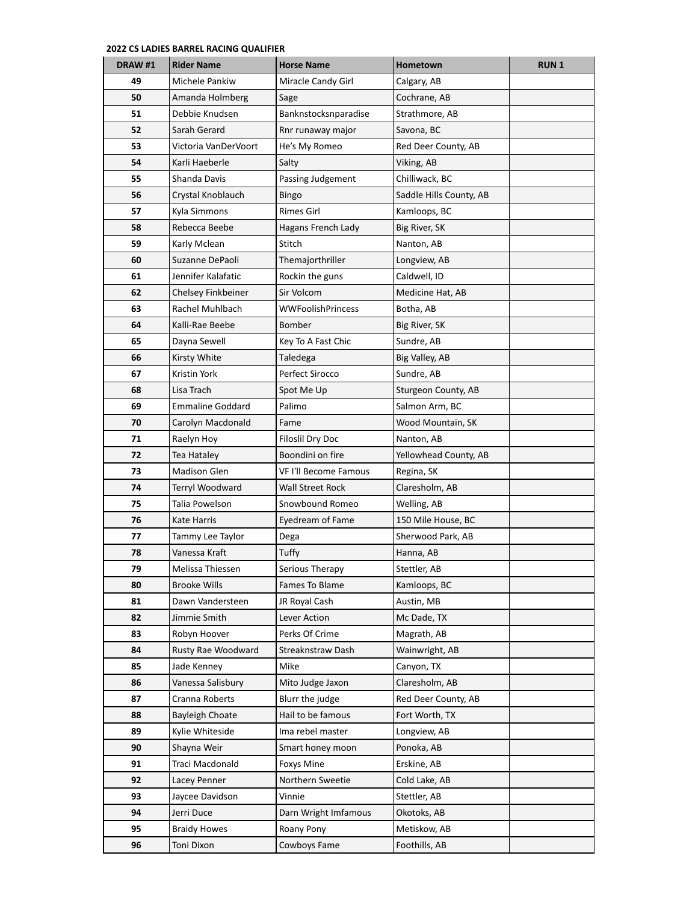**2022 CS LADIES BARREL RACING QUALIFIER**

| DRAW #1 | Rider Name | Horse Name | Hometown | RUN 1 |
|---|---|---|---|---|
| 49 | Michele Pankiw | Miracle Candy Girl | Calgary, AB | |
| 50 | Amanda Holmberg | Sage | Cochrane, AB | |
| 51 | Debbie Knudsen | Banknstocksnparadise | Strathmore, AB | |
| 52 | Sarah Gerard | Rnr runaway major | Savona, BC | |
| 53 | Victoria VanDerVoort | He's My Romeo | Red Deer County, AB | |
| 54 | Karli Haeberle | Salty | Viking, AB | |
| 55 | Shanda Davis | Passing Judgement | Chilliwack, BC | |
| 56 | Crystal Knoblauch | Bingo | Saddle Hills County, AB | |
| 57 | Kyla Simmons | Rimes Girl | Kamloops, BC | |
| 58 | Rebecca Beebe | Hagans French Lady | Big River, SK | |
| 59 | Karly Mclean | Stitch | Nanton, AB | |
| 60 | Suzanne DePaoli | Themajorthriller | Longview, AB | |
| 61 | Jennifer Kalafatic | Rockin the guns | Caldwell, ID | |
| 62 | Chelsey Finkbeiner | Sir Volcom | Medicine Hat, AB | |
| 63 | Rachel Muhlbach | WWFoolishPrincess | Botha, AB | |
| 64 | Kalli-Rae Beebe | Bomber | Big River, SK | |
| 65 | Dayna Sewell | Key To A Fast Chic | Sundre, AB | |
| 66 | Kirsty White | Taledega | Big Valley, AB | |
| 67 | Kristin York | Perfect Sirocco | Sundre, AB | |
| 68 | Lisa Trach | Spot Me Up | Sturgeon County, AB | |
| 69 | Emmaline Goddard | Palimo | Salmon Arm, BC | |
| 70 | Carolyn Macdonald | Fame | Wood Mountain, SK | |
| 71 | Raelyn Hoy | Filoslil Dry Doc | Nanton, AB | |
| 72 | Tea Hataley | Boondini on fire | Yellowhead County, AB | |
| 73 | Madison Glen | VF I'll Become Famous | Regina, SK | |
| 74 | Terryl Woodward | Wall Street Rock | Claresholm, AB | |
| 75 | Talia Powelson | Snowbound Romeo | Welling, AB | |
| 76 | Kate Harris | Eyedream of Fame | 150 Mile House, BC | |
| 77 | Tammy Lee Taylor | Dega | Sherwood Park, AB | |
| 78 | Vanessa Kraft | Tuffy | Hanna, AB | |
| 79 | Melissa Thiessen | Serious Therapy | Stettler, AB | |
| 80 | Brooke Wills | Fames To Blame | Kamloops, BC | |
| 81 | Dawn Vandersteen | JR Royal Cash | Austin, MB | |
| 82 | Jimmie Smith | Lever Action | Mc Dade, TX | |
| 83 | Robyn Hoover | Perks Of Crime | Magrath, AB | |
| 84 | Rusty Rae Woodward | Streaknstraw Dash | Wainwright, AB | |
| 85 | Jade Kenney | Mike | Canyon, TX | |
| 86 | Vanessa Salisbury | Mito Judge Jaxon | Claresholm, AB | |
| 87 | Cranna Roberts | Blurr the judge | Red Deer County, AB | |
| 88 | Bayleigh Choate | Hail to be famous | Fort Worth, TX | |
| 89 | Kylie Whiteside | Ima rebel master | Longview, AB | |
| 90 | Shayna Weir | Smart honey moon | Ponoka, AB | |
| 91 | Traci Macdonald | Foxys Mine | Erskine, AB | |
| 92 | Lacey Penner | Northern Sweetie | Cold Lake, AB | |
| 93 | Jaycee Davidson | Vinnie | Stettler, AB | |
| 94 | Jerri Duce | Darn Wright Imfamous | Okotoks, AB | |
| 95 | Braidy Howes | Roany Pony | Metiskow, AB | |
| 96 | Toni Dixon | Cowboys Fame | Foothills, AB | |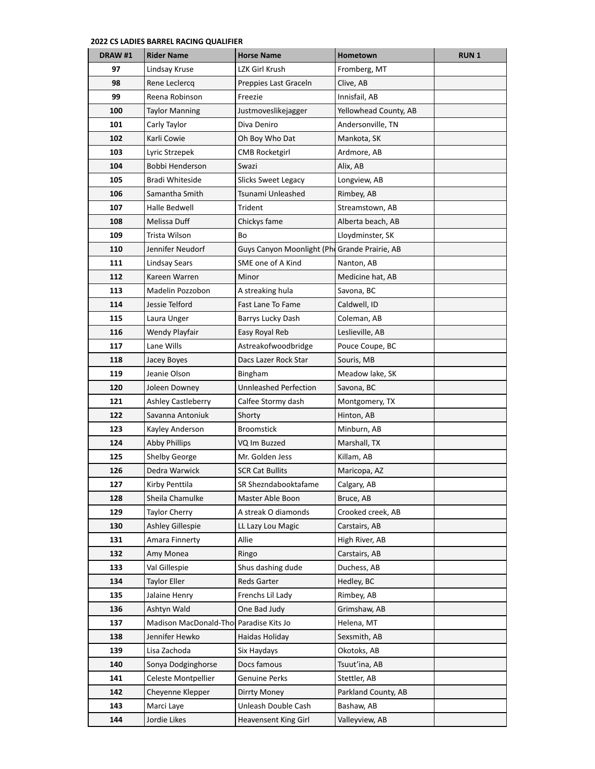**2022 CS LADIES BARREL RACING QUALIFIER**

| DRAW #1 | Rider Name | Horse Name | Hometown | RUN 1 |
|---|---|---|---|---|
| 97 | Lindsay Kruse | LZK Girl Krush | Fromberg, MT | |
| 98 | Rene Leclercq | Preppies Last Graceln | Clive, AB | |
| 99 | Reena Robinson | Freezie | Innisfail, AB | |
| 100 | Taylor Manning | Justmoveslikejagger | Yellowhead County, AB | |
| 101 | Carly Taylor | Diva Deniro | Andersonville, TN | |
| 102 | Karli Cowie | Oh Boy Who Dat | Mankota, SK | |
| 103 | Lyric Strzepek | CMB Rocketgirl | Ardmore, AB | |
| 104 | Bobbi Henderson | Swazi | Alix, AB | |
| 105 | Bradi Whiteside | Slicks Sweet Legacy | Longview, AB | |
| 106 | Samantha Smith | Tsunami Unleashed | Rimbey, AB | |
| 107 | Halle Bedwell | Trident | Streamstown, AB | |
| 108 | Melissa Duff | Chickys fame | Alberta beach, AB | |
| 109 | Trista Wilson | Bo | Lloydminster, SK | |
| 110 | Jennifer Neudorf | Guys Canyon Moonlight (Ph | Grande Prairie, AB | |
| 111 | Lindsay Sears | SME one of A Kind | Nanton, AB | |
| 112 | Kareen Warren | Minor | Medicine hat, AB | |
| 113 | Madelin Pozzobon | A streaking hula | Savona, BC | |
| 114 | Jessie Telford | Fast Lane To Fame | Caldwell, ID | |
| 115 | Laura Unger | Barrys Lucky Dash | Coleman, AB | |
| 116 | Wendy Playfair | Easy Royal Reb | Leslieville, AB | |
| 117 | Lane Wills | Astreakofwoodbridge | Pouce Coupe, BC | |
| 118 | Jacey Boyes | Dacs Lazer Rock Star | Souris, MB | |
| 119 | Jeanie Olson | Bingham | Meadow lake, SK | |
| 120 | Joleen Downey | Unnleashed Perfection | Savona, BC | |
| 121 | Ashley Castleberry | Calfee Stormy dash | Montgomery, TX | |
| 122 | Savanna Antoniuk | Shorty | Hinton, AB | |
| 123 | Kayley Anderson | Broomstick | Minburn, AB | |
| 124 | Abby Phillips | VQ Im Buzzed | Marshall, TX | |
| 125 | Shelby George | Mr. Golden Jess | Killam, AB | |
| 126 | Dedra Warwick | SCR Cat Bullits | Maricopa, AZ | |
| 127 | Kirby Penttila | SR Shezndabooktafame | Calgary, AB | |
| 128 | Sheila Chamulke | Master Able Boon | Bruce, AB | |
| 129 | Taylor Cherry | A streak O diamonds | Crooked creek, AB | |
| 130 | Ashley Gillespie | LL Lazy Lou Magic | Carstairs, AB | |
| 131 | Amara Finnerty | Allie | High River, AB | |
| 132 | Amy Monea | Ringo | Carstairs, AB | |
| 133 | Val Gillespie | Shus dashing dude | Duchess, AB | |
| 134 | Taylor Eller | Reds Garter | Hedley, BC | |
| 135 | Jalaine Henry | Frenchs Lil Lady | Rimbey, AB | |
| 136 | Ashtyn Wald | One Bad Judy | Grimshaw, AB | |
| 137 | Madison MacDonald-Tho | Paradise Kits Jo | Helena, MT | |
| 138 | Jennifer Hewko | Haidas Holiday | Sexsmith, AB | |
| 139 | Lisa Zachoda | Six Haydays | Okotoks, AB | |
| 140 | Sonya Dodginghorse | Docs famous | Tsuut'ina, AB | |
| 141 | Celeste Montpellier | Genuine Perks | Stettler, AB | |
| 142 | Cheyenne Klepper | Dirrty Money | Parkland County, AB | |
| 143 | Marci Laye | Unleash Double Cash | Bashaw, AB | |
| 144 | Jordie Likes | Heavensent King Girl | Valleyview, AB | |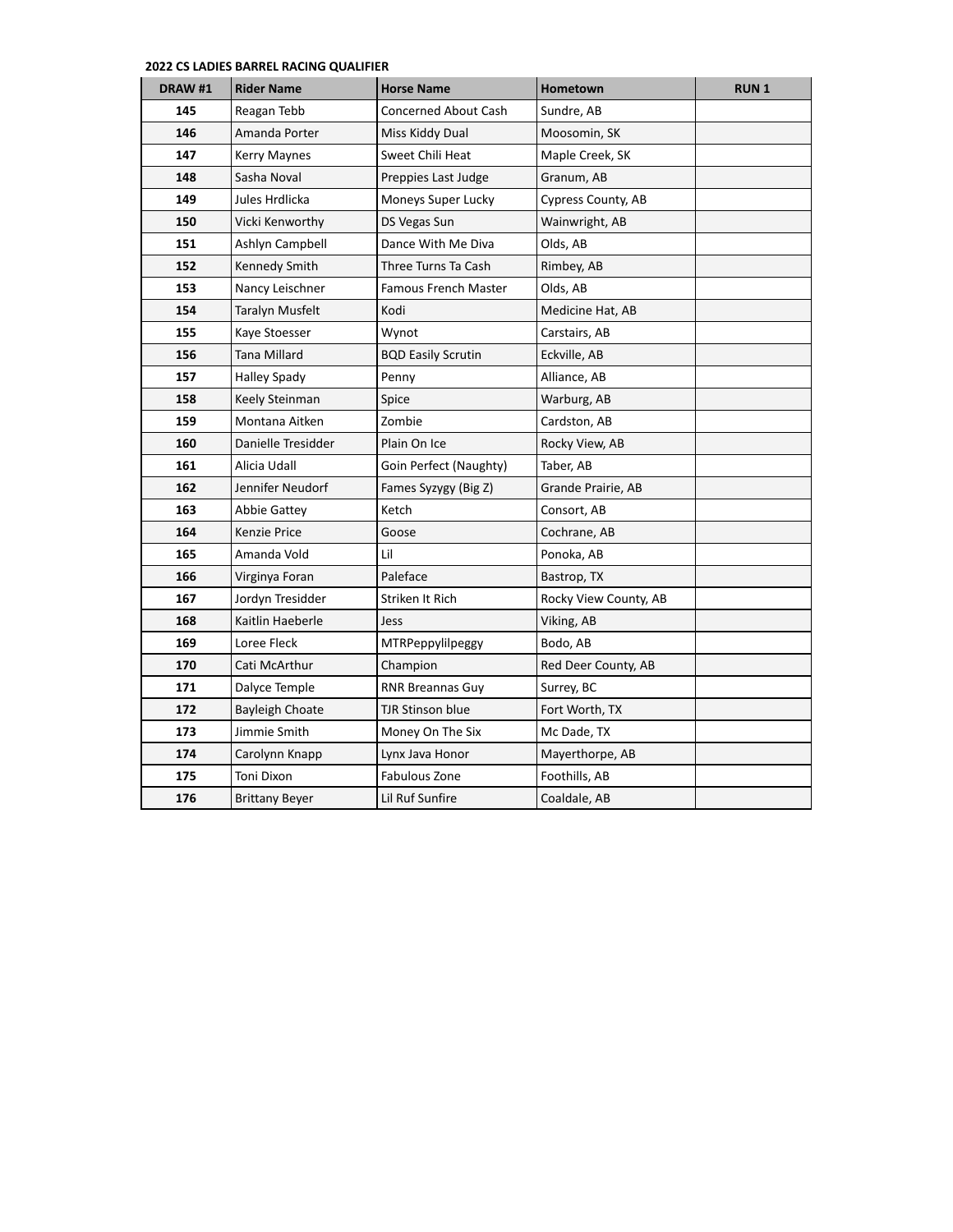**2022 CS LADIES BARREL RACING QUALIFIER**

| DRAW #1 | Rider Name | Horse Name | Hometown | RUN 1 |
|---|---|---|---|---|
| 145 | Reagan Tebb | Concerned About Cash | Sundre, AB | |
| 146 | Amanda Porter | Miss Kiddy Dual | Moosomin, SK | |
| 147 | Kerry Maynes | Sweet Chili Heat | Maple Creek, SK | |
| 148 | Sasha Noval | Preppies Last Judge | Granum, AB | |
| 149 | Jules Hrdlicka | Moneys Super Lucky | Cypress County, AB | |
| 150 | Vicki Kenworthy | DS Vegas Sun | Wainwright, AB | |
| 151 | Ashlyn Campbell | Dance With Me Diva | Olds, AB | |
| 152 | Kennedy Smith | Three Turns Ta Cash | Rimbey, AB | |
| 153 | Nancy Leischner | Famous French Master | Olds, AB | |
| 154 | Taralyn Musfelt | Kodi | Medicine Hat, AB | |
| 155 | Kaye Stoesser | Wynot | Carstairs, AB | |
| 156 | Tana Millard | BQD Easily Scrutin | Eckville, AB | |
| 157 | Halley Spady | Penny | Alliance, AB | |
| 158 | Keely Steinman | Spice | Warburg, AB | |
| 159 | Montana Aitken | Zombie | Cardston, AB | |
| 160 | Danielle Tresidder | Plain On Ice | Rocky View, AB | |
| 161 | Alicia Udall | Goin Perfect (Naughty) | Taber, AB | |
| 162 | Jennifer Neudorf | Fames Syzygy (Big Z) | Grande Prairie, AB | |
| 163 | Abbie Gattey | Ketch | Consort, AB | |
| 164 | Kenzie Price | Goose | Cochrane, AB | |
| 165 | Amanda Vold | Lil | Ponoka, AB | |
| 166 | Virginya Foran | Paleface | Bastrop, TX | |
| 167 | Jordyn Tresidder | Striken It Rich | Rocky View County, AB | |
| 168 | Kaitlin Haeberle | Jess | Viking, AB | |
| 169 | Loree Fleck | MTRPeppylilpeggy | Bodo, AB | |
| 170 | Cati McArthur | Champion | Red Deer County, AB | |
| 171 | Dalyce Temple | RNR Breannas Guy | Surrey, BC | |
| 172 | Bayleigh Choate | TJR Stinson blue | Fort Worth, TX | |
| 173 | Jimmie Smith | Money On The Six | Mc Dade, TX | |
| 174 | Carolynn Knapp | Lynx Java Honor | Mayerthorpe, AB | |
| 175 | Toni Dixon | Fabulous Zone | Foothills, AB | |
| 176 | Brittany Beyer | Lil Ruf Sunfire | Coaldale, AB | |